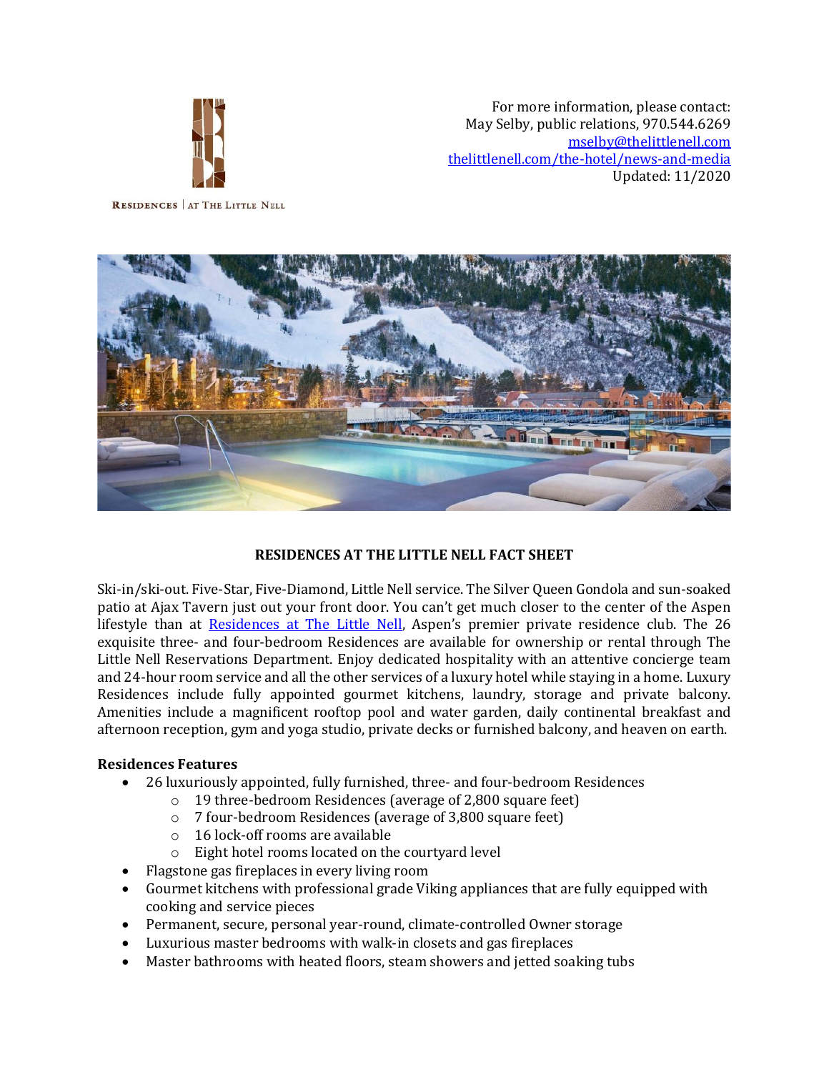RESIDENCES | AT THE LITTLE NELL

For more information, please contact:
May Selby, public relations, 970.544.6269
[mselby@thelittlenell.com](mailto:mselby@thelittlenell.com)
[thelittlenell.com/the-hotel/news-and-media](https://thelittlenell.com/the-hotel/news-and-media)
Updated: 11/2020

# RESIDENCES AT THE LITTLE NELL FACT SHEET

Ski-in/ski-out. Five-Star, Five-Diamond, Little Nell service. The Silver Queen Gondola and sun-soaked patio at Ajax Tavern just out your front door. You can't get much closer to the center of the Aspen lifestyle than at Residences at The Little Nell, Aspen's premier private residence club. The 26 exquisite three- and four-bedroom Residences are available for ownership or rental through The Little Nell Reservations Department. Enjoy dedicated hospitality with an attentive concierge team and 24-hour room service and all the other services of a luxury hotel while staying in a home. Luxury Residences include fully appointed gourmet kitchens, laundry, storage and private balcony. Amenities include a magnificent rooftop pool and water garden, daily continental breakfast and afternoon reception, gym and yoga studio, private decks or furnished balcony, and heaven on earth.

**Residences Features**

- 26 luxuriously appointed, fully furnished, three- and four-bedroom Residences
  - 19 three-bedroom Residences (average of 2,800 square feet)
  - 7 four-bedroom Residences (average of 3,800 square feet)
  - 16 lock-off rooms are available
  - Eight hotel rooms located on the courtyard level
- Flagstone gas fireplaces in every living room
- Gourmet kitchens with professional grade Viking appliances that are fully equipped with cooking and service pieces
- Permanent, secure, personal year-round, climate-controlled Owner storage
- Luxurious master bedrooms with walk-in closets and gas fireplaces
- Master bathrooms with heated floors, steam showers and jetted soaking tubs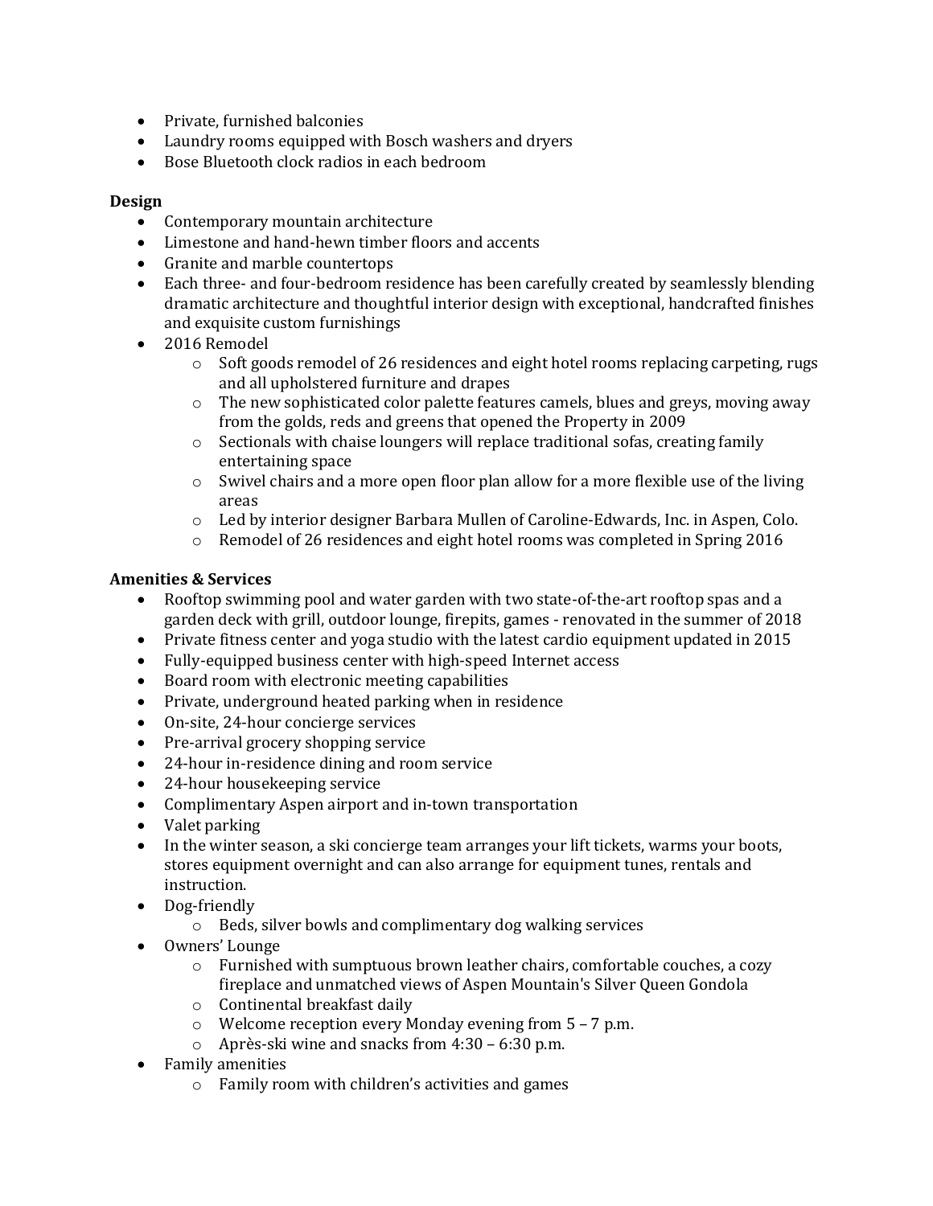- Private, furnished balconies
- Laundry rooms equipped with Bosch washers and dryers
- Bose Bluetooth clock radios in each bedroom

**Design**

- Contemporary mountain architecture
- Limestone and hand-hewn timber floors and accents
- Granite and marble countertops
- Each three- and four-bedroom residence has been carefully created by seamlessly blending dramatic architecture and thoughtful interior design with exceptional, handcrafted finishes and exquisite custom furnishings
- 2016 Remodel
    - Soft goods remodel of 26 residences and eight hotel rooms replacing carpeting, rugs and all upholstered furniture and drapes
    - The new sophisticated color palette features camels, blues and greys, moving away from the golds, reds and greens that opened the Property in 2009
    - Sectionals with chaise loungers will replace traditional sofas, creating family entertaining space
    - Swivel chairs and a more open floor plan allow for a more flexible use of the living areas
    - Led by interior designer Barbara Mullen of Caroline-Edwards, Inc. in Aspen, Colo.
    - Remodel of 26 residences and eight hotel rooms was completed in Spring 2016

**Amenities & Services**

- Rooftop swimming pool and water garden with two state-of-the-art rooftop spas and a garden deck with grill, outdoor lounge, firepits, games - renovated in the summer of 2018
- Private fitness center and yoga studio with the latest cardio equipment updated in 2015
- Fully-equipped business center with high-speed Internet access
- Board room with electronic meeting capabilities
- Private, underground heated parking when in residence
- On-site, 24-hour concierge services
- Pre-arrival grocery shopping service
- 24-hour in-residence dining and room service
- 24-hour housekeeping service
- Complimentary Aspen airport and in-town transportation
- Valet parking
- In the winter season, a ski concierge team arranges your lift tickets, warms your boots, stores equipment overnight and can also arrange for equipment tunes, rentals and instruction.
- Dog-friendly
    - Beds, silver bowls and complimentary dog walking services
- Owners' Lounge
    - Furnished with sumptuous brown leather chairs, comfortable couches, a cozy fireplace and unmatched views of Aspen Mountain's Silver Queen Gondola
    - Continental breakfast daily
    - Welcome reception every Monday evening from 5 – 7 p.m.
    - Après-ski wine and snacks from 4:30 – 6:30 p.m.
- Family amenities
    - Family room with children's activities and games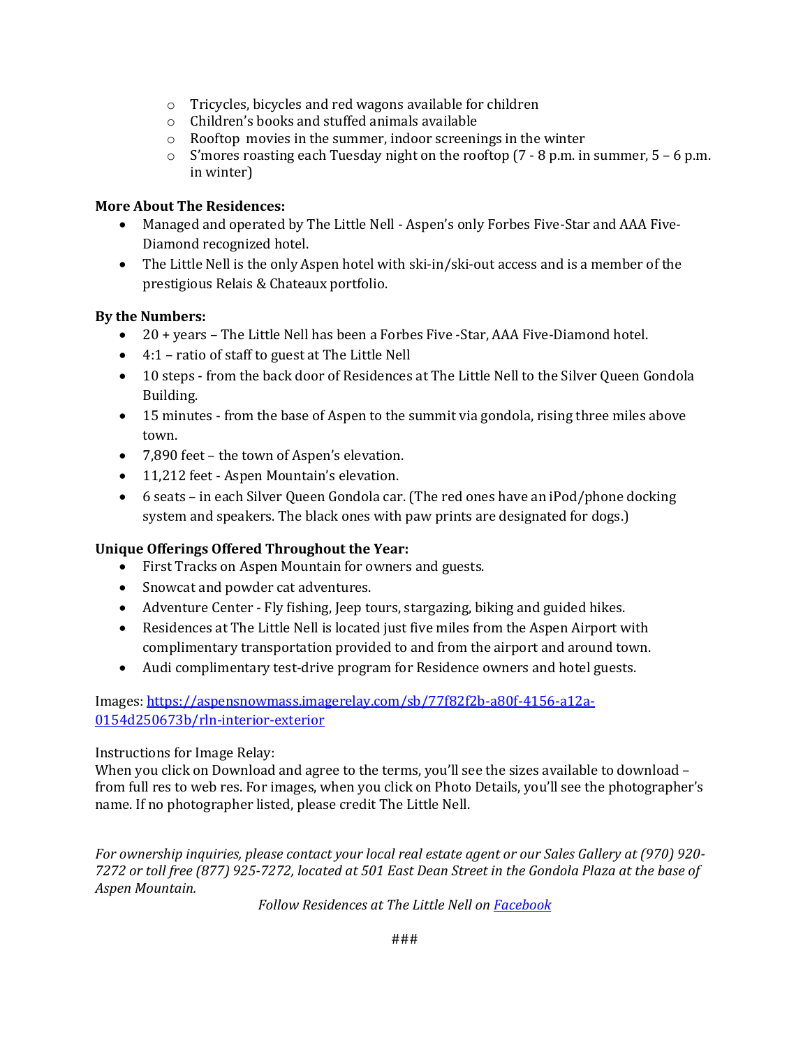- Tricycles, bicycles and red wagons available for children
  - Children's books and stuffed animals available
  - Rooftop movies in the summer, indoor screenings in the winter
  - S'mores roasting each Tuesday night on the rooftop (7 - 8 p.m. in summer, 5 – 6 p.m. in winter)

**More About The Residences:**

- Managed and operated by The Little Nell - Aspen's only Forbes Five-Star and AAA Five-Diamond recognized hotel.
- The Little Nell is the only Aspen hotel with ski-in/ski-out access and is a member of the prestigious Relais & Chateaux portfolio.

**By the Numbers:**

- 20 + years – The Little Nell has been a Forbes Five -Star, AAA Five-Diamond hotel.
- 4:1 – ratio of staff to guest at The Little Nell
- 10 steps - from the back door of Residences at The Little Nell to the Silver Queen Gondola Building.
- 15 minutes - from the base of Aspen to the summit via gondola, rising three miles above town.
- 7,890 feet – the town of Aspen's elevation.
- 11,212 feet - Aspen Mountain's elevation.
- 6 seats – in each Silver Queen Gondola car. (The red ones have an iPod/phone docking system and speakers. The black ones with paw prints are designated for dogs.)

**Unique Offerings Offered Throughout the Year:**

- First Tracks on Aspen Mountain for owners and guests.
- Snowcat and powder cat adventures.
- Adventure Center - Fly fishing, Jeep tours, stargazing, biking and guided hikes.
- Residences at The Little Nell is located just five miles from the Aspen Airport with complimentary transportation provided to and from the airport and around town.
- Audi complimentary test-drive program for Residence owners and hotel guests.

Images: [https://aspensnowmass.imagerelay.com/sb/77f82f2b-a80f-4156-a12a-0154d250673b/rln-interior-exterior](https://aspensnowmass.imagerelay.com/sb/77f82f2b-a80f-4156-a12a-0154d250673b/rln-interior-exterior)

Instructions for Image Relay:
When you click on Download and agree to the terms, you'll see the sizes available to download – from full res to web res. For images, when you click on Photo Details, you'll see the photographer's name. If no photographer listed, please credit The Little Nell.

*For ownership inquiries, please contact your local real estate agent or our Sales Gallery at (970) 920-7272 or toll free (877) 925-7272, located at 501 East Dean Street in the Gondola Plaza at the base of Aspen Mountain.*

*Follow Residences at The Little Nell on [Facebook]()*

###